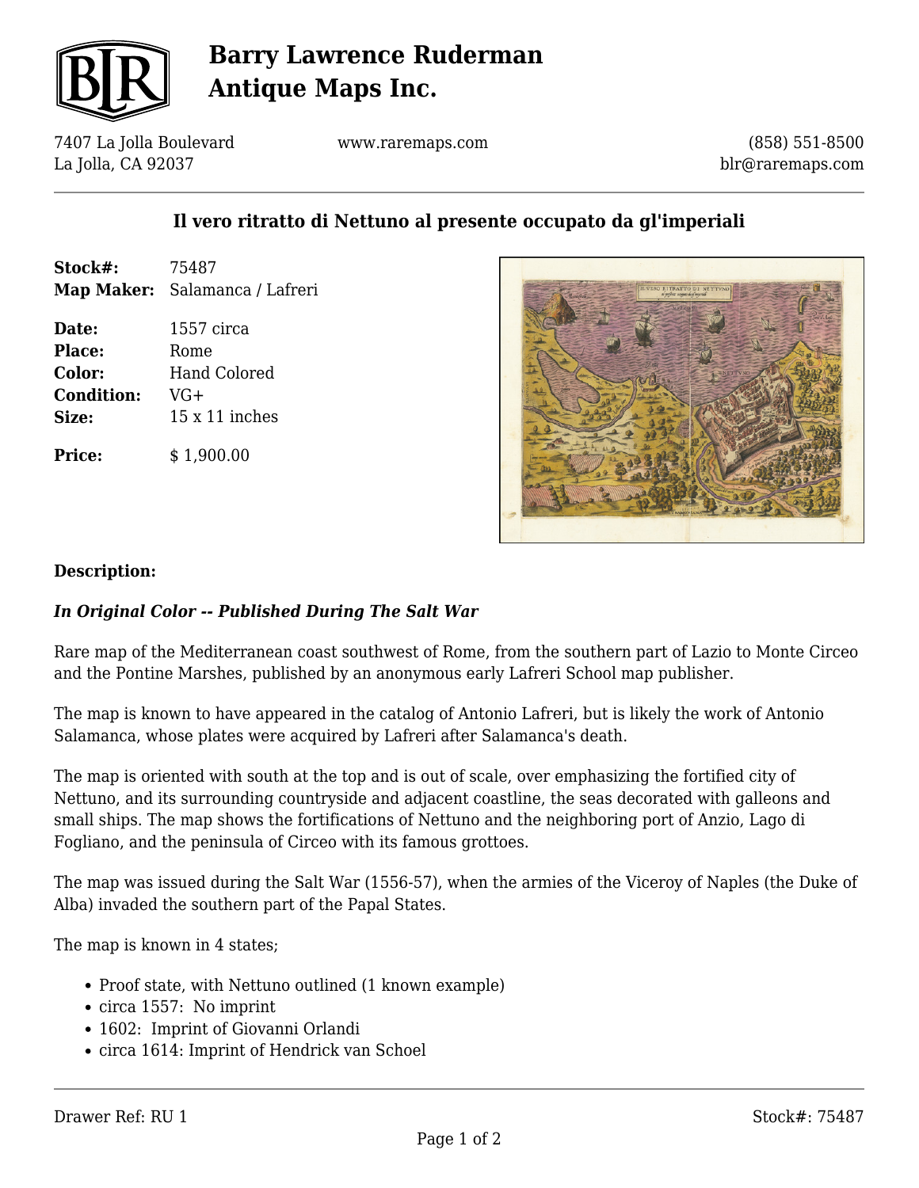# Barry Lawrence Ruderman Antique Maps Inc.

7407 La Jolla Boulevard
La Jolla, CA 92037

www.raremaps.com

(858) 551-8500
blr@raremaps.com

## Il vero ritratto di Nettuno al presente occupato da gl'imperiali

| | |
|---|---|
| **Stock#:** | 75487 |
| **Map Maker:** | Salamanca / Lafreri |
| **Date:** | 1557 circa |
| **Place:** | Rome |
| **Color:** | Hand Colored |
| **Condition:** | VG+ |
| **Size:** | 15 x 11 inches |
| **Price:** | $ 1,900.00 |

**Description:**

***In Original Color -- Published During The Salt War***

Rare map of the Mediterranean coast southwest of Rome, from the southern part of Lazio to Monte Circeo and the Pontine Marshes, published by an anonymous early Lafreri School map publisher.

The map is known to have appeared in the catalog of Antonio Lafreri, but is likely the work of Antonio Salamanca, whose plates were acquired by Lafreri after Salamanca's death.

The map is oriented with south at the top and is out of scale, over emphasizing the fortified city of Nettuno, and its surrounding countryside and adjacent coastline, the seas decorated with galleons and small ships. The map shows the fortifications of Nettuno and the neighboring port of Anzio, Lago di Fogliano, and the peninsula of Circeo with its famous grottoes.

The map was issued during the Salt War (1556-57), when the armies of the Viceroy of Naples (the Duke of Alba) invaded the southern part of the Papal States.

The map is known in 4 states;

- Proof state, with Nettuno outlined (1 known example)
- circa 1557: No imprint
- 1602: Imprint of Giovanni Orlandi
- circa 1614: Imprint of Hendrick van Schoel

Drawer Ref: RU 1

Stock#: 75487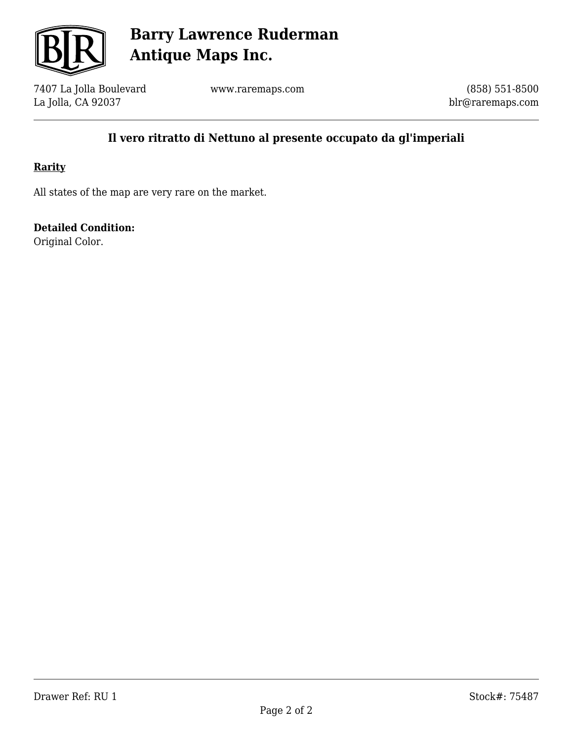## Il vero ritratto di Nettuno al presente occupato da gl'imperiali

**Rarity**

All states of the map are very rare on the market.

**Detailed Condition:**
Original Color.

Drawer Ref: RU 1

Stock#: 75487